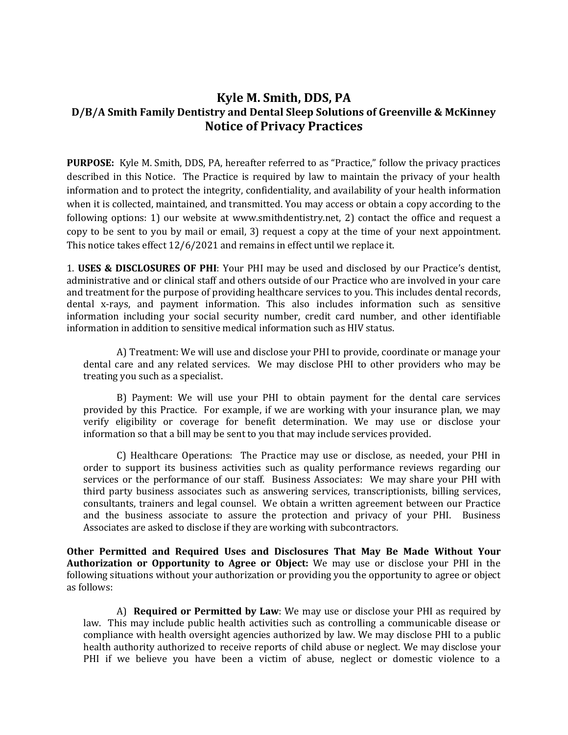# Kyle M. Smith, DDS, PA

## D/B/A Smith Family Dentistry and Dental Sleep Solutions of Greenville & McKinney

## Notice of Privacy Practices

**PURPOSE:** Kyle M. Smith, DDS, PA, hereafter referred to as "Practice," follow the privacy practices described in this Notice. The Practice is required by law to maintain the privacy of your health information and to protect the integrity, confidentiality, and availability of your health information when it is collected, maintained, and transmitted. You may access or obtain a copy according to the following options: 1) our website at www.smithdentistry.net, 2) contact the office and request a copy to be sent to you by mail or email, 3) request a copy at the time of your next appointment. This notice takes effect 12/6/2021 and remains in effect until we replace it.

1. **USES & DISCLOSURES OF PHI**: Your PHI may be used and disclosed by our Practice's dentist, administrative and or clinical staff and others outside of our Practice who are involved in your care and treatment for the purpose of providing healthcare services to you. This includes dental records, dental x-rays, and payment information. This also includes information such as sensitive information including your social security number, credit card number, and other identifiable information in addition to sensitive medical information such as HIV status.

A) Treatment: We will use and disclose your PHI to provide, coordinate or manage your dental care and any related services. We may disclose PHI to other providers who may be treating you such as a specialist.

B) Payment: We will use your PHI to obtain payment for the dental care services provided by this Practice. For example, if we are working with your insurance plan, we may verify eligibility or coverage for benefit determination. We may use or disclose your information so that a bill may be sent to you that may include services provided.

C) Healthcare Operations: The Practice may use or disclose, as needed, your PHI in order to support its business activities such as quality performance reviews regarding our services or the performance of our staff. Business Associates: We may share your PHI with third party business associates such as answering services, transcriptionists, billing services, consultants, trainers and legal counsel. We obtain a written agreement between our Practice and the business associate to assure the protection and privacy of your PHI. Business Associates are asked to disclose if they are working with subcontractors.

**Other Permitted and Required Uses and Disclosures That May Be Made Without Your Authorization or Opportunity to Agree or Object:** We may use or disclose your PHI in the following situations without your authorization or providing you the opportunity to agree or object as follows:

A) **Required or Permitted by Law**: We may use or disclose your PHI as required by law. This may include public health activities such as controlling a communicable disease or compliance with health oversight agencies authorized by law. We may disclose PHI to a public health authority authorized to receive reports of child abuse or neglect. We may disclose your PHI if we believe you have been a victim of abuse, neglect or domestic violence to a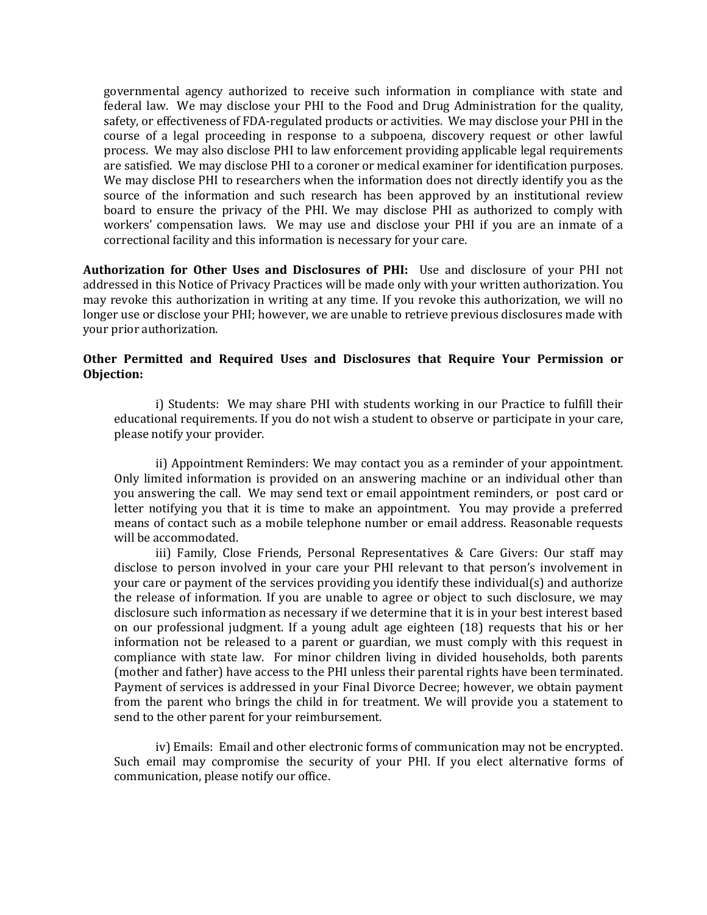governmental agency authorized to receive such information in compliance with state and federal law. We may disclose your PHI to the Food and Drug Administration for the quality, safety, or effectiveness of FDA-regulated products or activities. We may disclose your PHI in the course of a legal proceeding in response to a subpoena, discovery request or other lawful process. We may also disclose PHI to law enforcement providing applicable legal requirements are satisfied. We may disclose PHI to a coroner or medical examiner for identification purposes. We may disclose PHI to researchers when the information does not directly identify you as the source of the information and such research has been approved by an institutional review board to ensure the privacy of the PHI. We may disclose PHI as authorized to comply with workers' compensation laws. We may use and disclose your PHI if you are an inmate of a correctional facility and this information is necessary for your care.

**Authorization for Other Uses and Disclosures of PHI:** Use and disclosure of your PHI not addressed in this Notice of Privacy Practices will be made only with your written authorization. You may revoke this authorization in writing at any time. If you revoke this authorization, we will no longer use or disclose your PHI; however, we are unable to retrieve previous disclosures made with your prior authorization.

**Other Permitted and Required Uses and Disclosures that Require Your Permission or Objection:**

i) Students: We may share PHI with students working in our Practice to fulfill their educational requirements. If you do not wish a student to observe or participate in your care, please notify your provider.

ii) Appointment Reminders: We may contact you as a reminder of your appointment. Only limited information is provided on an answering machine or an individual other than you answering the call. We may send text or email appointment reminders, or post card or letter notifying you that it is time to make an appointment. You may provide a preferred means of contact such as a mobile telephone number or email address. Reasonable requests will be accommodated.

iii) Family, Close Friends, Personal Representatives & Care Givers: Our staff may disclose to person involved in your care your PHI relevant to that person's involvement in your care or payment of the services providing you identify these individual(s) and authorize the release of information. If you are unable to agree or object to such disclosure, we may disclosure such information as necessary if we determine that it is in your best interest based on our professional judgment. If a young adult age eighteen (18) requests that his or her information not be released to a parent or guardian, we must comply with this request in compliance with state law. For minor children living in divided households, both parents (mother and father) have access to the PHI unless their parental rights have been terminated. Payment of services is addressed in your Final Divorce Decree; however, we obtain payment from the parent who brings the child in for treatment. We will provide you a statement to send to the other parent for your reimbursement.

iv) Emails: Email and other electronic forms of communication may not be encrypted. Such email may compromise the security of your PHI. If you elect alternative forms of communication, please notify our office.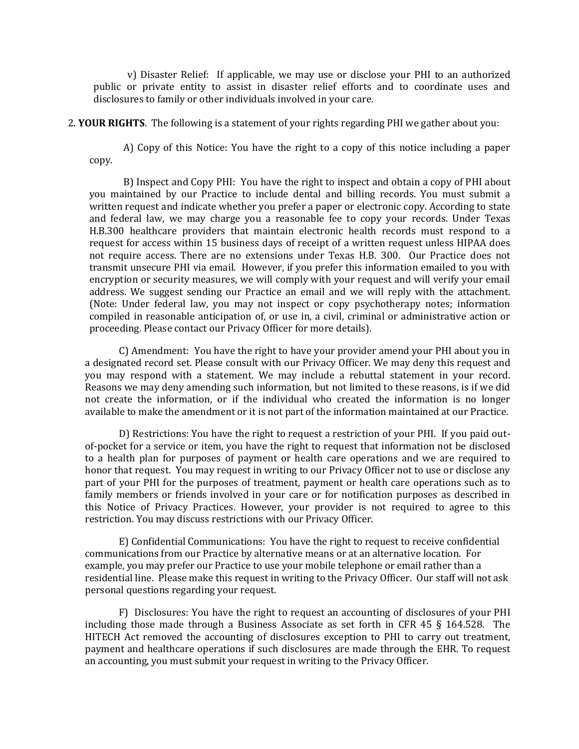v) Disaster Relief: If applicable, we may use or disclose your PHI to an authorized public or private entity to assist in disaster relief efforts and to coordinate uses and disclosures to family or other individuals involved in your care.

2. **YOUR RIGHTS**. The following is a statement of your rights regarding PHI we gather about you:

A) Copy of this Notice: You have the right to a copy of this notice including a paper copy.

B) Inspect and Copy PHI: You have the right to inspect and obtain a copy of PHI about you maintained by our Practice to include dental and billing records. You must submit a written request and indicate whether you prefer a paper or electronic copy. According to state and federal law, we may charge you a reasonable fee to copy your records. Under Texas H.B.300 healthcare providers that maintain electronic health records must respond to a request for access within 15 business days of receipt of a written request unless HIPAA does not require access. There are no extensions under Texas H.B. 300. Our Practice does not transmit unsecure PHI via email. However, if you prefer this information emailed to you with encryption or security measures, we will comply with your request and will verify your email address. We suggest sending our Practice an email and we will reply with the attachment. (Note: Under federal law, you may not inspect or copy psychotherapy notes; information compiled in reasonable anticipation of, or use in, a civil, criminal or administrative action or proceeding. Please contact our Privacy Officer for more details).

C) Amendment: You have the right to have your provider amend your PHI about you in a designated record set. Please consult with our Privacy Officer. We may deny this request and you may respond with a statement. We may include a rebuttal statement in your record. Reasons we may deny amending such information, but not limited to these reasons, is if we did not create the information, or if the individual who created the information is no longer available to make the amendment or it is not part of the information maintained at our Practice.

D) Restrictions: You have the right to request a restriction of your PHI. If you paid out-of-pocket for a service or item, you have the right to request that information not be disclosed to a health plan for purposes of payment or health care operations and we are required to honor that request. You may request in writing to our Privacy Officer not to use or disclose any part of your PHI for the purposes of treatment, payment or health care operations such as to family members or friends involved in your care or for notification purposes as described in this Notice of Privacy Practices. However, your provider is not required to agree to this restriction. You may discuss restrictions with our Privacy Officer.

E) Confidential Communications: You have the right to request to receive confidential communications from our Practice by alternative means or at an alternative location. For example, you may prefer our Practice to use your mobile telephone or email rather than a residential line. Please make this request in writing to the Privacy Officer. Our staff will not ask personal questions regarding your request.

F) Disclosures: You have the right to request an accounting of disclosures of your PHI including those made through a Business Associate as set forth in CFR 45 § 164.528. The HITECH Act removed the accounting of disclosures exception to PHI to carry out treatment, payment and healthcare operations if such disclosures are made through the EHR. To request an accounting, you must submit your request in writing to the Privacy Officer.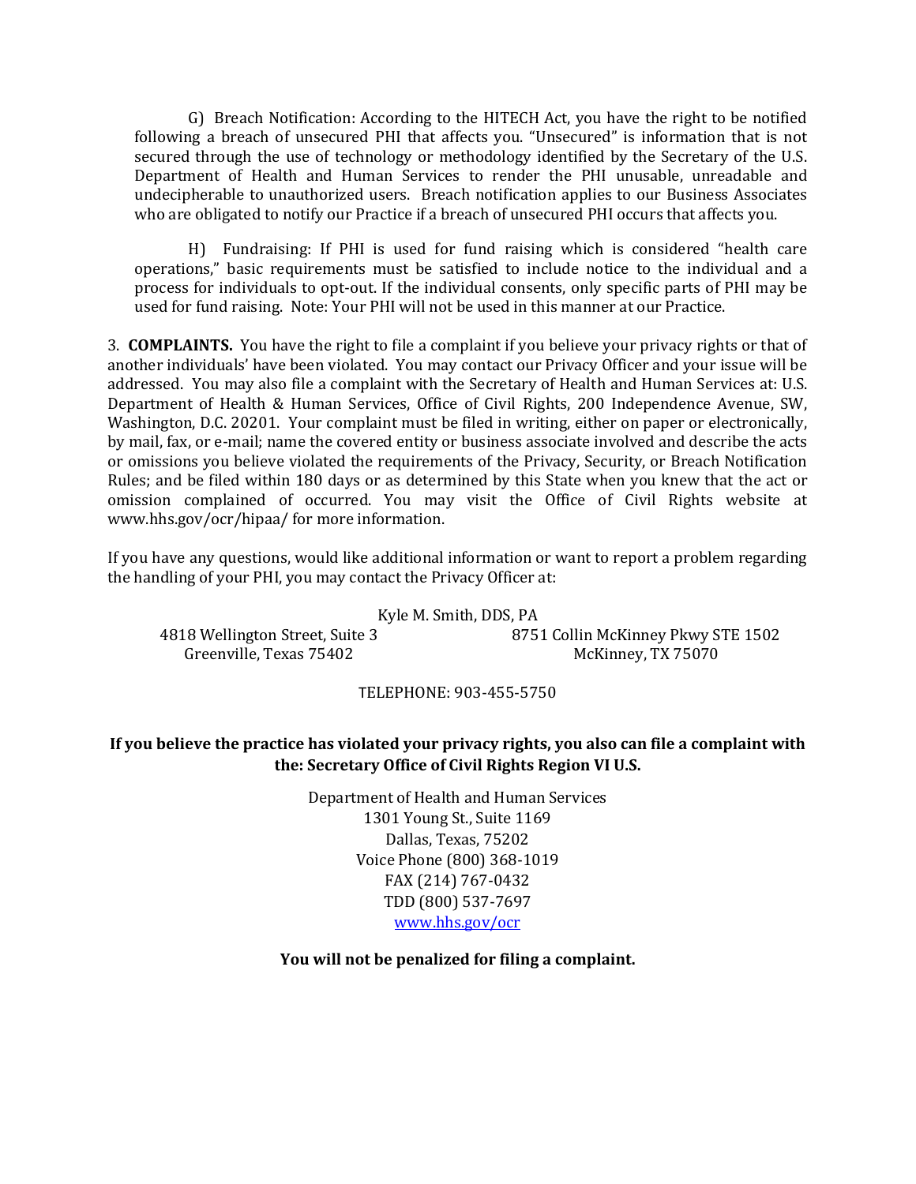G) Breach Notification: According to the HITECH Act, you have the right to be notified following a breach of unsecured PHI that affects you. "Unsecured" is information that is not secured through the use of technology or methodology identified by the Secretary of the U.S. Department of Health and Human Services to render the PHI unusable, unreadable and undecipherable to unauthorized users. Breach notification applies to our Business Associates who are obligated to notify our Practice if a breach of unsecured PHI occurs that affects you.

H) Fundraising: If PHI is used for fund raising which is considered "health care operations," basic requirements must be satisfied to include notice to the individual and a process for individuals to opt-out. If the individual consents, only specific parts of PHI may be used for fund raising. Note: Your PHI will not be used in this manner at our Practice.

3. **COMPLAINTS.** You have the right to file a complaint if you believe your privacy rights or that of another individuals' have been violated. You may contact our Privacy Officer and your issue will be addressed. You may also file a complaint with the Secretary of Health and Human Services at: U.S. Department of Health & Human Services, Office of Civil Rights, 200 Independence Avenue, SW, Washington, D.C. 20201. Your complaint must be filed in writing, either on paper or electronically, by mail, fax, or e-mail; name the covered entity or business associate involved and describe the acts or omissions you believe violated the requirements of the Privacy, Security, or Breach Notification Rules; and be filed within 180 days or as determined by this State when you knew that the act or omission complained of occurred. You may visit the Office of Civil Rights website at www.hhs.gov/ocr/hipaa/ for more information.

If you have any questions, would like additional information or want to report a problem regarding the handling of your PHI, you may contact the Privacy Officer at:

Kyle M. Smith, DDS, PA

4818 Wellington Street, Suite 3
Greenville, Texas 75402

8751 Collin McKinney Pkwy STE 1502
McKinney, TX 75070

TELEPHONE: 903-455-5750

**If you believe the practice has violated your privacy rights, you also can file a complaint with the: Secretary Office of Civil Rights Region VI U.S.**

Department of Health and Human Services
1301 Young St., Suite 1169
Dallas, Texas, 75202
Voice Phone (800) 368-1019
FAX (214) 767-0432
TDD (800) 537-7697
www.hhs.gov/ocr

**You will not be penalized for filing a complaint.**